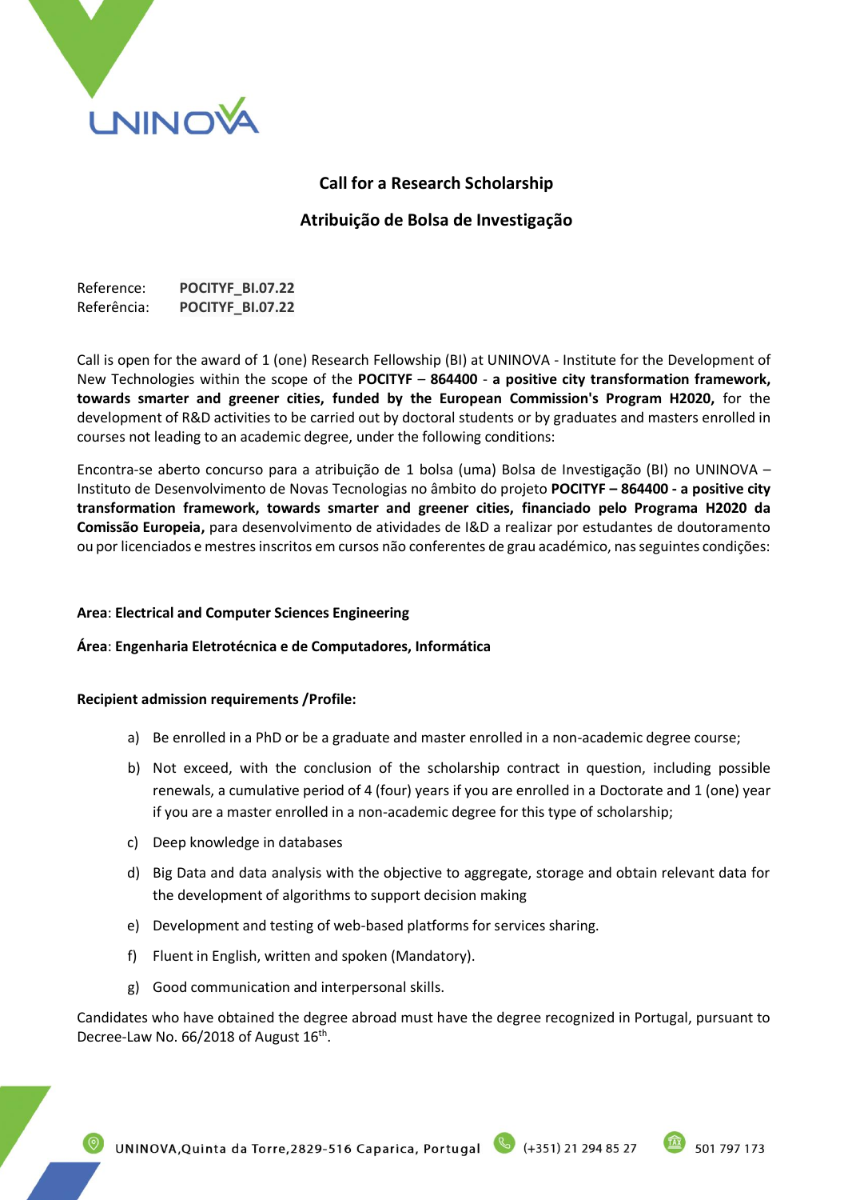## Call for a Research Scholarship

## Atribuição de Bolsa de Investigação

Reference: **POCITYF_BI.07.22**
Referência: **POCITYF_BI.07.22**

Call is open for the award of 1 (one) Research Fellowship (BI) at UNINOVA - Institute for the Development of New Technologies within the scope of the **POCITYF** – **864400** - **a positive city transformation framework, towards smarter and greener cities, funded by the European Commission's Program H2020,** for the development of R&D activities to be carried out by doctoral students or by graduates and masters enrolled in courses not leading to an academic degree, under the following conditions:

Encontra-se aberto concurso para a atribuição de 1 bolsa (uma) Bolsa de Investigação (BI) no UNINOVA – Instituto de Desenvolvimento de Novas Tecnologias no âmbito do projeto **POCITYF – 864400 - a positive city transformation framework, towards smarter and greener cities, financiado pelo Programa H2020 da Comissão Europeia,** para desenvolvimento de atividades de I&D a realizar por estudantes de doutoramento ou por licenciados e mestres inscritos em cursos não conferentes de grau académico, nas seguintes condições:

**Area**: **Electrical and Computer Sciences Engineering**

**Área**: **Engenharia Eletrotécnica e de Computadores, Informática**

**Recipient admission requirements /Profile:**

a) Be enrolled in a PhD or be a graduate and master enrolled in a non-academic degree course;

b) Not exceed, with the conclusion of the scholarship contract in question, including possible renewals, a cumulative period of 4 (four) years if you are enrolled in a Doctorate and 1 (one) year if you are a master enrolled in a non-academic degree for this type of scholarship;

c) Deep knowledge in databases

d) Big Data and data analysis with the objective to aggregate, storage and obtain relevant data for the development of algorithms to support decision making

e) Development and testing of web-based platforms for services sharing.

f) Fluent in English, written and spoken (Mandatory).

g) Good communication and interpersonal skills.

Candidates who have obtained the degree abroad must have the degree recognized in Portugal, pursuant to Decree-Law No. 66/2018 of August 16th.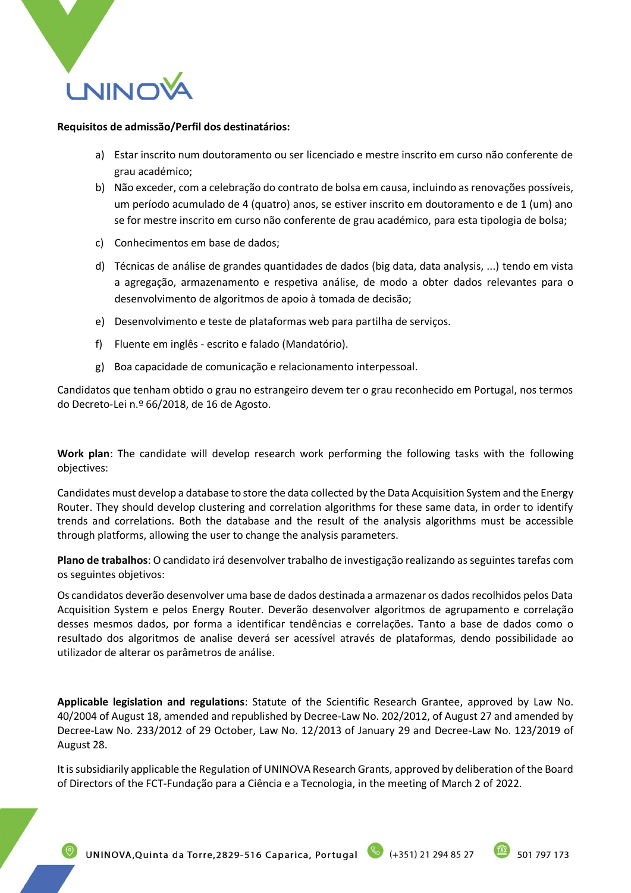**Requisitos de admissão/Perfil dos destinatários:**

a) Estar inscrito num doutoramento ou ser licenciado e mestre inscrito em curso não conferente de grau académico;
b) Não exceder, com a celebração do contrato de bolsa em causa, incluindo as renovações possíveis, um período acumulado de 4 (quatro) anos, se estiver inscrito em doutoramento e de 1 (um) ano se for mestre inscrito em curso não conferente de grau académico, para esta tipologia de bolsa;
c) Conhecimentos em base de dados;
d) Técnicas de análise de grandes quantidades de dados (big data, data analysis, ...) tendo em vista a agregação, armazenamento e respetiva análise, de modo a obter dados relevantes para o desenvolvimento de algoritmos de apoio à tomada de decisão;
e) Desenvolvimento e teste de plataformas web para partilha de serviços.
f) Fluente em inglês - escrito e falado (Mandatório).
g) Boa capacidade de comunicação e relacionamento interpessoal.

Candidatos que tenham obtido o grau no estrangeiro devem ter o grau reconhecido em Portugal, nos termos do Decreto-Lei n.º 66/2018, de 16 de Agosto.

**Work plan**: The candidate will develop research work performing the following tasks with the following objectives:

Candidates must develop a database to store the data collected by the Data Acquisition System and the Energy Router. They should develop clustering and correlation algorithms for these same data, in order to identify trends and correlations. Both the database and the result of the analysis algorithms must be accessible through platforms, allowing the user to change the analysis parameters.

**Plano de trabalhos**: O candidato irá desenvolver trabalho de investigação realizando as seguintes tarefas com os seguintes objetivos:

Os candidatos deverão desenvolver uma base de dados destinada a armazenar os dados recolhidos pelos Data Acquisition System e pelos Energy Router. Deverão desenvolver algoritmos de agrupamento e correlação desses mesmos dados, por forma a identificar tendências e correlações. Tanto a base de dados como o resultado dos algoritmos de analise deverá ser acessível através de plataformas, dendo possibilidade ao utilizador de alterar os parâmetros de análise.

**Applicable legislation and regulations**: Statute of the Scientific Research Grantee, approved by Law No. 40/2004 of August 18, amended and republished by Decree-Law No. 202/2012, of August 27 and amended by Decree-Law No. 233/2012 of 29 October, Law No. 12/2013 of January 29 and Decree-Law No. 123/2019 of August 28.

It is subsidiarily applicable the Regulation of UNINOVA Research Grants, approved by deliberation of the Board of Directors of the FCT-Fundação para a Ciência e a Tecnologia, in the meeting of March 2 of 2022.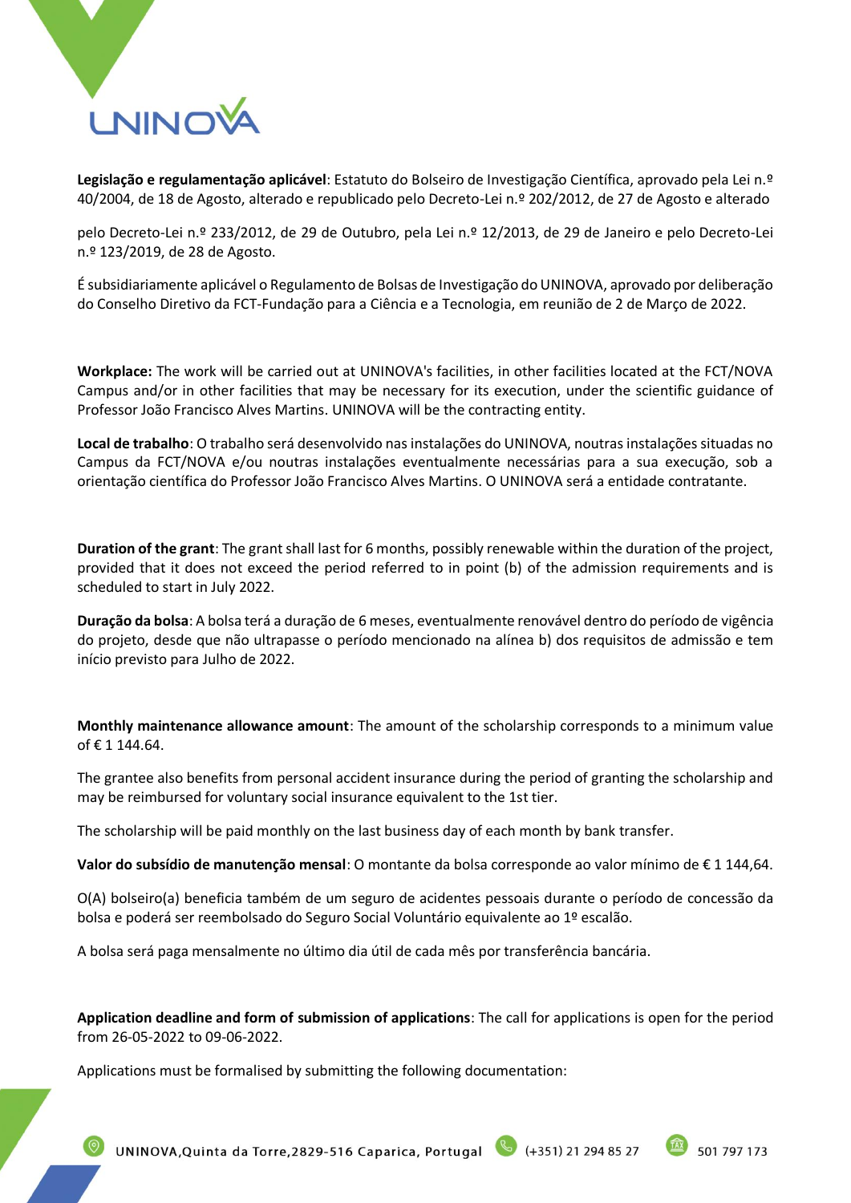**Legislação e regulamentação aplicável**: Estatuto do Bolseiro de Investigação Científica, aprovado pela Lei n.º 40/2004, de 18 de Agosto, alterado e republicado pelo Decreto-Lei n.º 202/2012, de 27 de Agosto e alterado pelo Decreto-Lei n.º 233/2012, de 29 de Outubro, pela Lei n.º 12/2013, de 29 de Janeiro e pelo Decreto-Lei n.º 123/2019, de 28 de Agosto.

É subsidiariamente aplicável o Regulamento de Bolsas de Investigação do UNINOVA, aprovado por deliberação do Conselho Diretivo da FCT-Fundação para a Ciência e a Tecnologia, em reunião de 2 de Março de 2022.

**Workplace:** The work will be carried out at UNINOVA's facilities, in other facilities located at the FCT/NOVA Campus and/or in other facilities that may be necessary for its execution, under the scientific guidance of Professor João Francisco Alves Martins. UNINOVA will be the contracting entity.

**Local de trabalho**: O trabalho será desenvolvido nas instalações do UNINOVA, noutras instalações situadas no Campus da FCT/NOVA e/ou noutras instalações eventualmente necessárias para a sua execução, sob a orientação científica do Professor João Francisco Alves Martins. O UNINOVA será a entidade contratante.

**Duration of the grant**: The grant shall last for 6 months, possibly renewable within the duration of the project, provided that it does not exceed the period referred to in point (b) of the admission requirements and is scheduled to start in July 2022.

**Duração da bolsa**: A bolsa terá a duração de 6 meses, eventualmente renovável dentro do período de vigência do projeto, desde que não ultrapasse o período mencionado na alínea b) dos requisitos de admissão e tem início previsto para Julho de 2022.

**Monthly maintenance allowance amount**: The amount of the scholarship corresponds to a minimum value of € 1 144.64.

The grantee also benefits from personal accident insurance during the period of granting the scholarship and may be reimbursed for voluntary social insurance equivalent to the 1st tier.

The scholarship will be paid monthly on the last business day of each month by bank transfer.

**Valor do subsídio de manutenção mensal**: O montante da bolsa corresponde ao valor mínimo de € 1 144,64.

O(A) bolseiro(a) beneficia também de um seguro de acidentes pessoais durante o período de concessão da bolsa e poderá ser reembolsado do Seguro Social Voluntário equivalente ao 1º escalão.

A bolsa será paga mensalmente no último dia útil de cada mês por transferência bancária.

**Application deadline and form of submission of applications**: The call for applications is open for the period from 26-05-2022 to 09-06-2022.

Applications must be formalised by submitting the following documentation: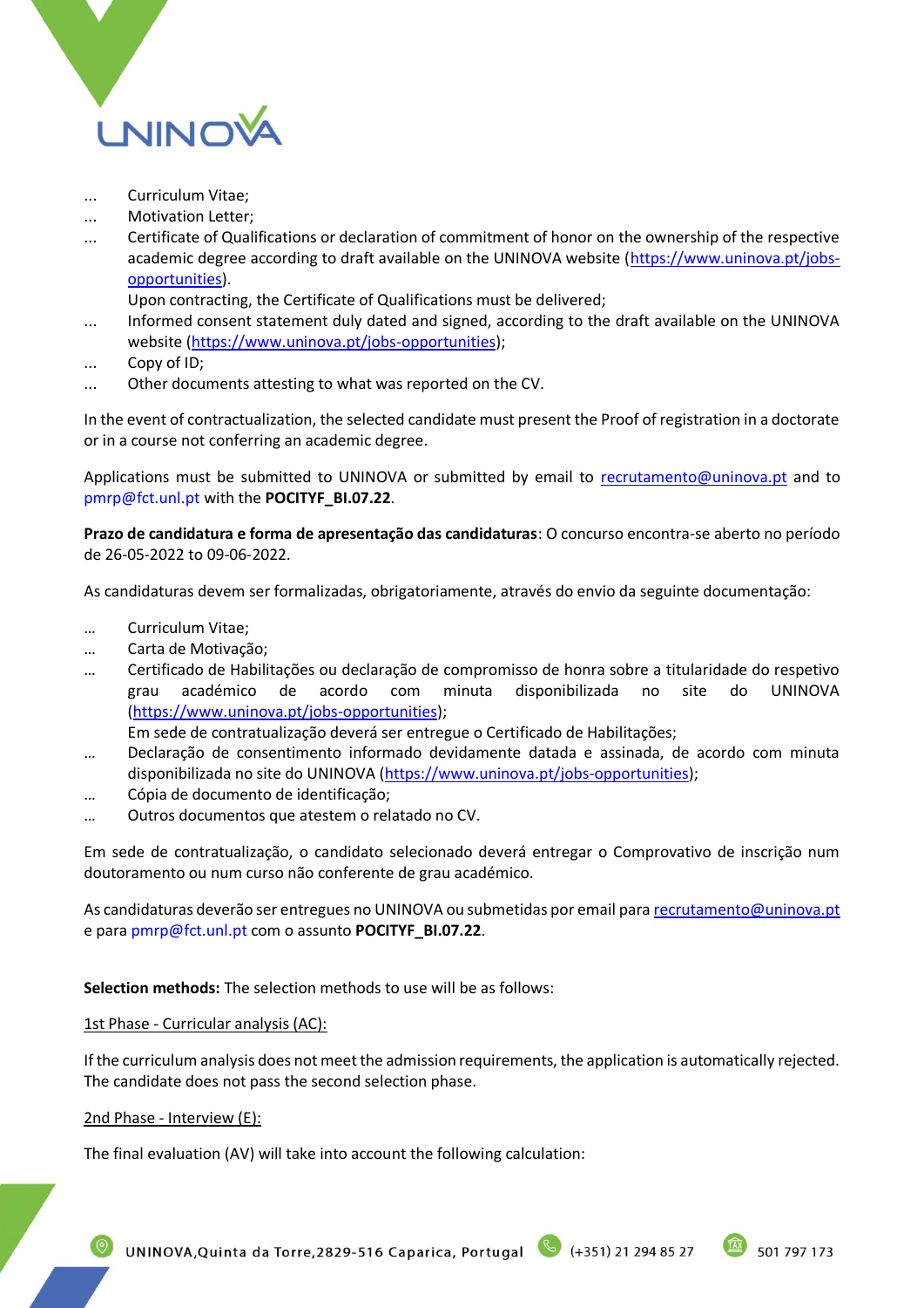- Curriculum Vitae;
- Motivation Letter;
- Certificate of Qualifications or declaration of commitment of honor on the ownership of the respective academic degree according to draft available on the UNINOVA website (https://www.uninova.pt/jobs-opportunities).
  Upon contracting, the Certificate of Qualifications must be delivered;
- Informed consent statement duly dated and signed, according to the draft available on the UNINOVA website (https://www.uninova.pt/jobs-opportunities);
- Copy of ID;
- Other documents attesting to what was reported on the CV.

In the event of contractualization, the selected candidate must present the Proof of registration in a doctorate or in a course not conferring an academic degree.

Applications must be submitted to UNINOVA or submitted by email to recrutamento@uninova.pt and to pmrp@fct.unl.pt with the **POCITYF_BI.07.22**.

**Prazo de candidatura e forma de apresentação das candidaturas**: O concurso encontra-se aberto no período de 26-05-2022 to 09-06-2022.

As candidaturas devem ser formalizadas, obrigatoriamente, através do envio da seguinte documentação:

- Curriculum Vitae;
- Carta de Motivação;
- Certificado de Habilitações ou declaração de compromisso de honra sobre a titularidade do respetivo grau académico de acordo com minuta disponibilizada no site do UNINOVA (https://www.uninova.pt/jobs-opportunities);
  Em sede de contratualização deverá ser entregue o Certificado de Habilitações;
- Declaração de consentimento informado devidamente datada e assinada, de acordo com minuta disponibilizada no site do UNINOVA (https://www.uninova.pt/jobs-opportunities);
- Cópia de documento de identificação;
- Outros documentos que atestem o relatado no CV.

Em sede de contratualização, o candidato selecionado deverá entregar o Comprovativo de inscrição num doutoramento ou num curso não conferente de grau académico.

As candidaturas deverão ser entregues no UNINOVA ou submetidas por email para recrutamento@uninova.pt e para pmrp@fct.unl.pt com o assunto **POCITYF_BI.07.22**.

**Selection methods:** The selection methods to use will be as follows:

1st Phase - Curricular analysis (AC):

If the curriculum analysis does not meet the admission requirements, the application is automatically rejected. The candidate does not pass the second selection phase.

2nd Phase - Interview (E):

The final evaluation (AV) will take into account the following calculation: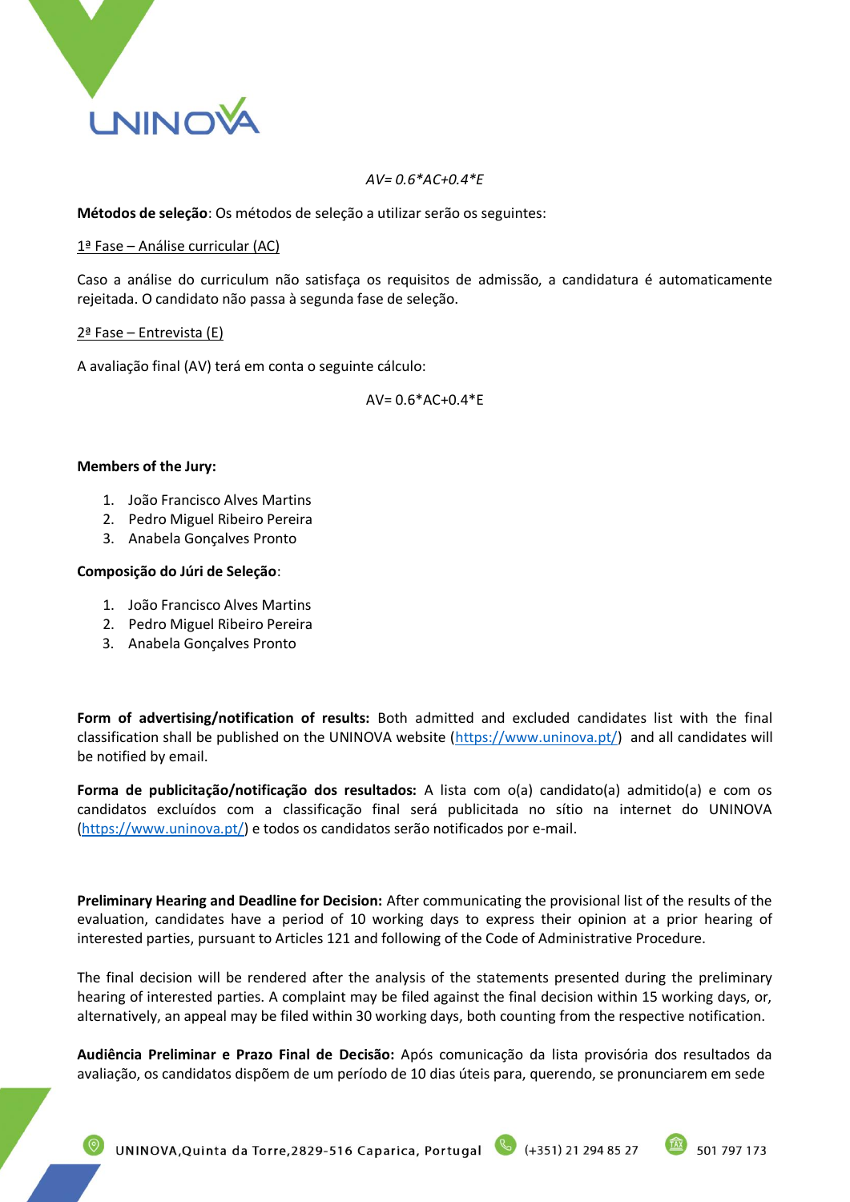*AV= 0.6*AC+0.4*E*

**Métodos de seleção**: Os métodos de seleção a utilizar serão os seguintes:

1ª Fase – Análise curricular (AC)

Caso a análise do curriculum não satisfaça os requisitos de admissão, a candidatura é automaticamente rejeitada. O candidato não passa à segunda fase de seleção.

2ª Fase – Entrevista (E)

A avaliação final (AV) terá em conta o seguinte cálculo:

AV= 0.6*AC+0.4*E

**Members of the Jury:**

1. João Francisco Alves Martins
2. Pedro Miguel Ribeiro Pereira
3. Anabela Gonçalves Pronto

**Composição do Júri de Seleção**:

1. João Francisco Alves Martins
2. Pedro Miguel Ribeiro Pereira
3. Anabela Gonçalves Pronto

**Form of advertising/notification of results:** Both admitted and excluded candidates list with the final classification shall be published on the UNINOVA website (https://www.uninova.pt/) and all candidates will be notified by email.

**Forma de publicitação/notificação dos resultados:** A lista com o(a) candidato(a) admitido(a) e com os candidatos excluídos com a classificação final será publicitada no sítio na internet do UNINOVA (https://www.uninova.pt/) e todos os candidatos serão notificados por e-mail.

**Preliminary Hearing and Deadline for Decision:** After communicating the provisional list of the results of the evaluation, candidates have a period of 10 working days to express their opinion at a prior hearing of interested parties, pursuant to Articles 121 and following of the Code of Administrative Procedure.

The final decision will be rendered after the analysis of the statements presented during the preliminary hearing of interested parties. A complaint may be filed against the final decision within 15 working days, or, alternatively, an appeal may be filed within 30 working days, both counting from the respective notification.

**Audiência Preliminar e Prazo Final de Decisão:** Após comunicação da lista provisória dos resultados da avaliação, os candidatos dispõem de um período de 10 dias úteis para, querendo, se pronunciarem em sede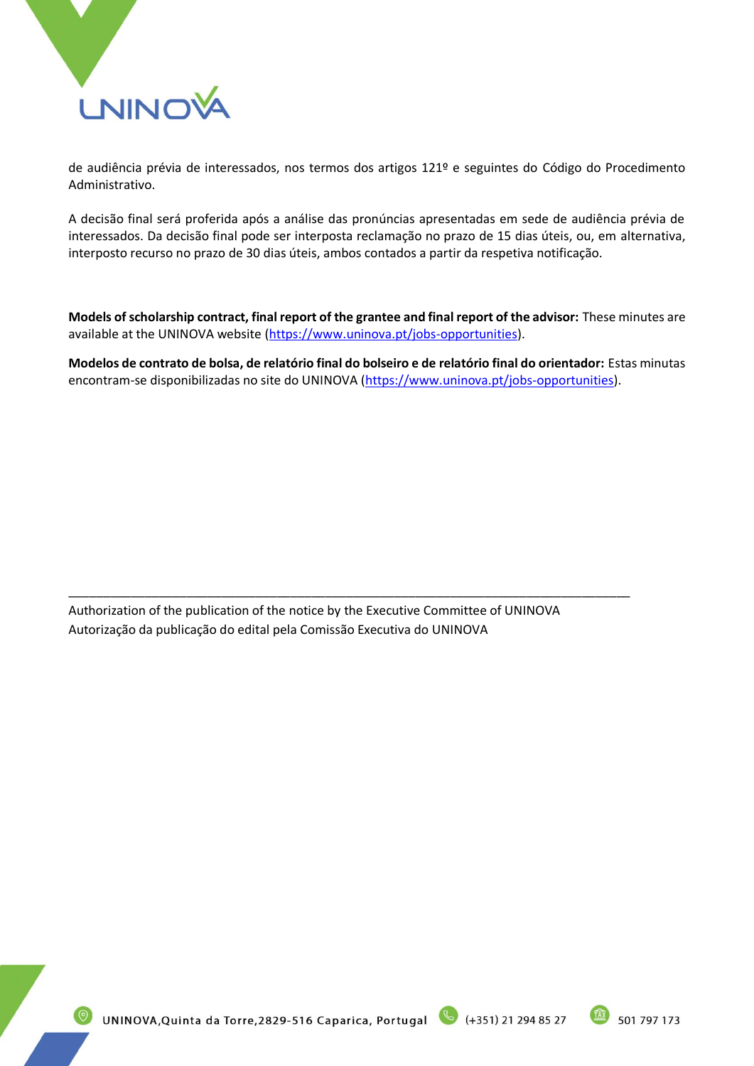de audiência prévia de interessados, nos termos dos artigos 121º e seguintes do Código do Procedimento Administrativo.

A decisão final será proferida após a análise das pronúncias apresentadas em sede de audiência prévia de interessados. Da decisão final pode ser interposta reclamação no prazo de 15 dias úteis, ou, em alternativa, interposto recurso no prazo de 30 dias úteis, ambos contados a partir da respetiva notificação.

**Models of scholarship contract, final report of the grantee and final report of the advisor:** These minutes are available at the UNINOVA website (https://www.uninova.pt/jobs-opportunities).

**Modelos de contrato de bolsa, de relatório final do bolseiro e de relatório final do orientador:** Estas minutas encontram-se disponibilizadas no site do UNINOVA (https://www.uninova.pt/jobs-opportunities).

\_\_\_\_\_\_\_\_\_\_\_\_\_\_\_\_\_\_\_\_\_\_\_\_\_\_\_\_\_\_\_\_\_\_\_\_\_\_\_\_\_\_\_\_\_\_\_\_\_\_\_\_\_\_\_\_\_\_\_\_\_\_\_\_\_\_\_\_\_\_\_\_

Authorization of the publication of the notice by the Executive Committee of UNINOVA

Autorização da publicação do edital pela Comissão Executiva do UNINOVA